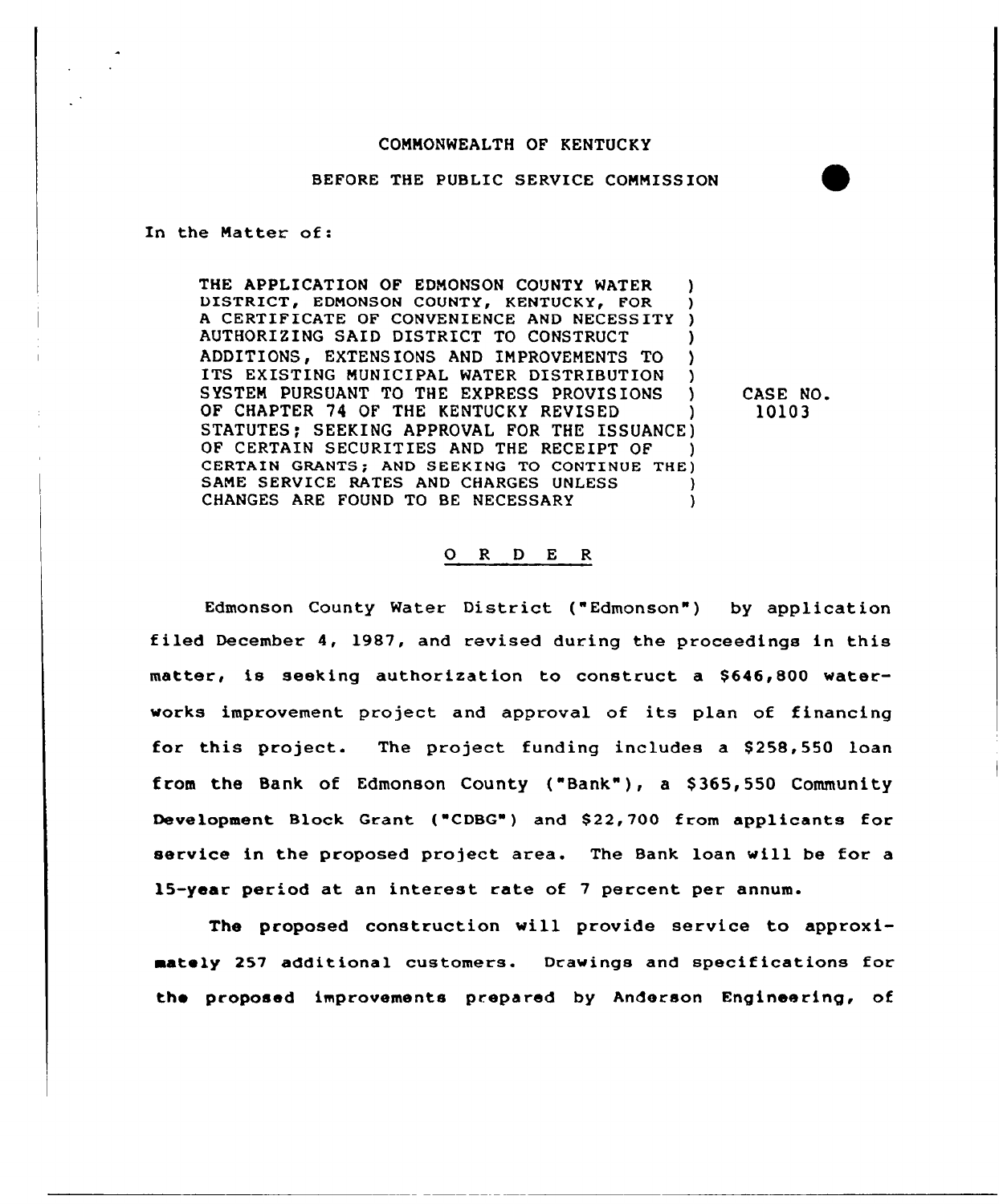COMMONWEALTH OF KENTUCKY

BEFORE THE PUBLIC SERVICE COMMISSION

In the Matter of:

| | |
|---|---|
| THE APPLICATION OF EDMONSON COUNTY WATER DISTRICT, EDMONSON COUNTY, KENTUCKY, FOR A CERTIFICATE OF CONVENIENCE AND NECESSITY AUTHORIZING SAID DISTRICT TO CONSTRUCT ADDITIONS, EXTENSIONS AND IMPROVEMENTS TO ITS EXISTING MUNICIPAL WATER DISTRIBUTION SYSTEM PURSUANT TO THE EXPRESS PROVISIONS OF CHAPTER 74 OF THE KENTUCKY REVISED STATUTES; SEEKING APPROVAL FOR THE ISSUANCE OF CERTAIN SECURITIES AND THE RECEIPT OF CERTAIN GRANTS; AND SEEKING TO CONTINUE THE SAME SERVICE RATES AND CHARGES UNLESS CHANGES ARE FOUND TO BE NECESSARY | CASE NO. 10103 |

## O R D E R

Edmonson County Water District ("Edmonson") by application filed December 4, 1987, and revised during the proceedings in this matter, is seeking authorization to construct a $646,800 waterworks improvement project and approval of its plan of financing for this project. The project funding includes a $258,550 loan from the Bank of Edmonson County ("Bank"), a $365,550 Community Development Block Grant ("CDBG") and $22,700 from applicants for service in the proposed project area. The Bank loan will be for a 15-year period at an interest rate of 7 percent per annum.

The proposed construction will provide service to approximately 257 additional customers. Drawings and specifications for the proposed improvements prepared by Anderson Engineering, of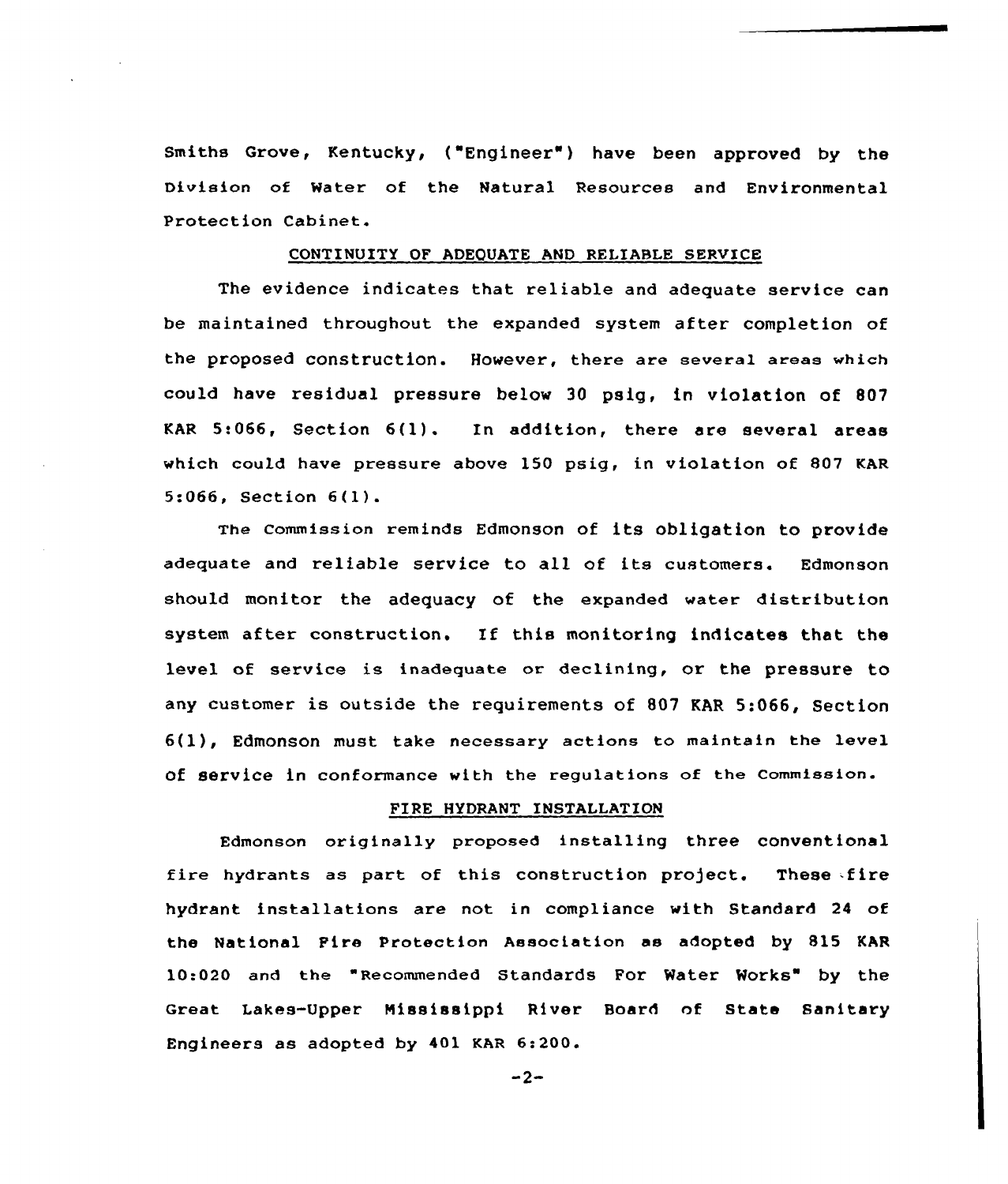Smiths Grove, Kentucky, ("Engineer") have been approved by the Division of Water of the Natural Resources and Environmental Protection Cabinet.

## CONTINUITY OF ADEQUATE AND RELIABLE SERVICE

The evidence indicates that reliable and adequate service can be maintained throughout the expanded system after completion of the proposed construction. However, there are several areas which could have residual pressure below 30 psig, in violation of 807 KAR 5:066, Section 6(1). In addition, there are several areas which could have pressure above 150 psig, in violation of 807 KAR 5:066, Section 6(1).

The Commission reminds Edmonson of its obligation to provide adequate and reliable service to all of its customers. Edmonson should monitor the adequacy of the expanded water distribution system after construction. If this monitoring indicates that the level of service is inadequate or declining, or the pressure to any customer is outside the requirements of 807 KAR 5:066, Section 6(1), Edmonson must take necessary actions to maintain the level of service in conformance with the regulations of the Commission.

## FIRE HYDRANT INSTALLATION

Edmonson originally proposed installing three conventional fire hydrants as part of this construction project. These fire hydrant installations are not in compliance with Standard 24 of the National Fire Protection Association as adopted by 815 KAR 10:020 and the "Recommended Standards For Water Works" by the Great Lakes-Upper Mississippi River Board of State Sanitary Engineers as adopted by 401 KAR 6:200.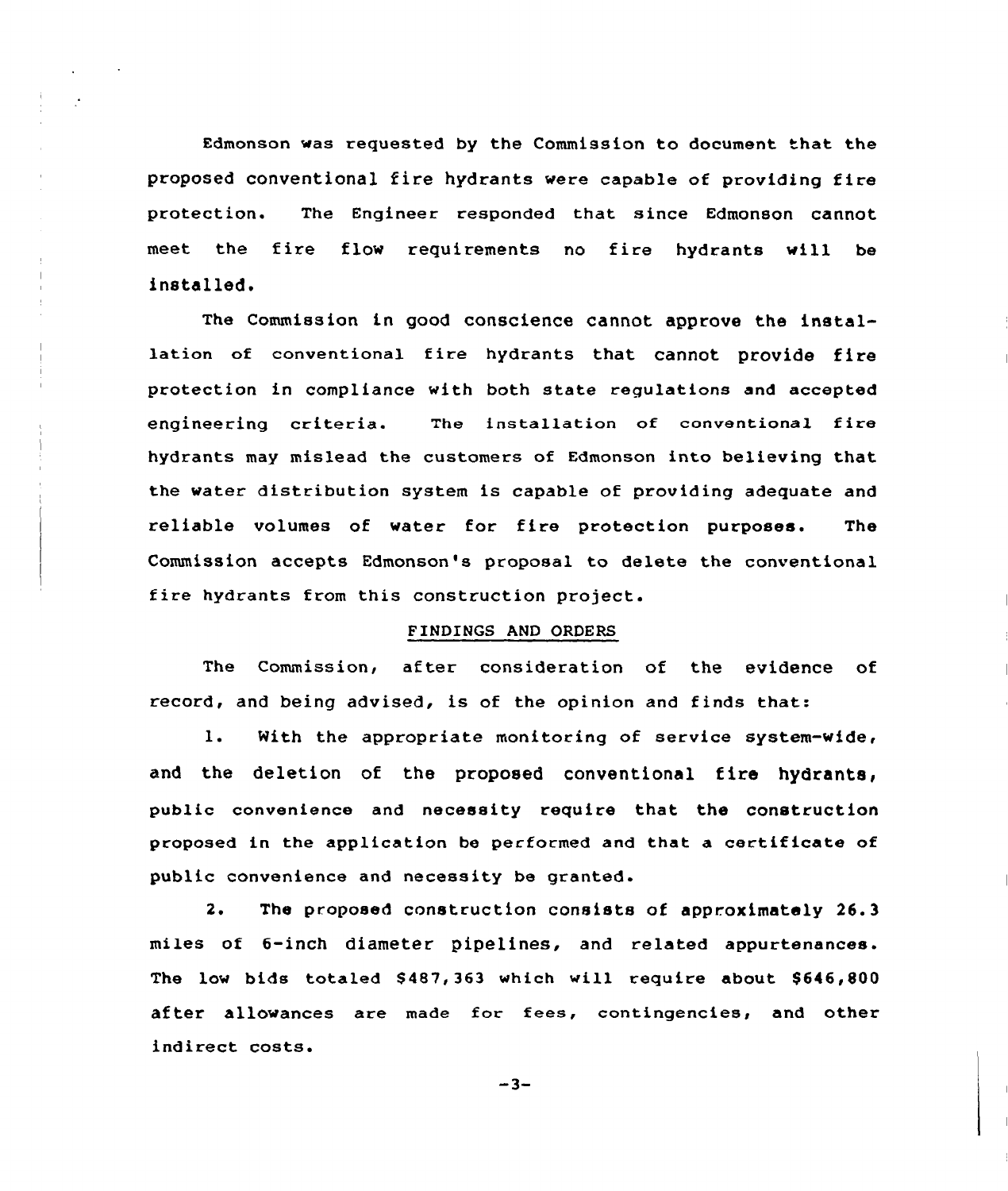Edmonson was requested by the Commission to document that the proposed conventional fire hydrants were capable of providing fire protection. The Engineer responded that since Edmonson cannot meet the fire flow requirements no fire hydrants will be installed.

The Commission in good conscience cannot approve the installation of conventional fire hydrants that cannot provide fire protection in compliance with both state regulations and accepted engineering criteria. The installation of conventional fire hydrants may mislead the customers of Edmonson into believing that the water distribution system is capable of providing adequate and reliable volumes of water for fire protection purposes. The Commission accepts Edmonson's proposal to delete the conventional fire hydrants from this construction project.

## FINDINGS AND ORDERS

The Commission, after consideration of the evidence of record, and being advised, is of the opinion and finds that:

1. With the appropriate monitoring of service system-wide, and the deletion of the proposed conventional fire hydrants, public convenience and necessity require that the construction proposed in the application be performed and that a certificate of public convenience and necessity be granted.

2. The proposed construction consists of approximately 26.3 miles of 6-inch diameter pipelines, and related appurtenances. The low bids totaled $487,363 which will require about $646,800 after allowances are made for fees, contingencies, and other indirect costs.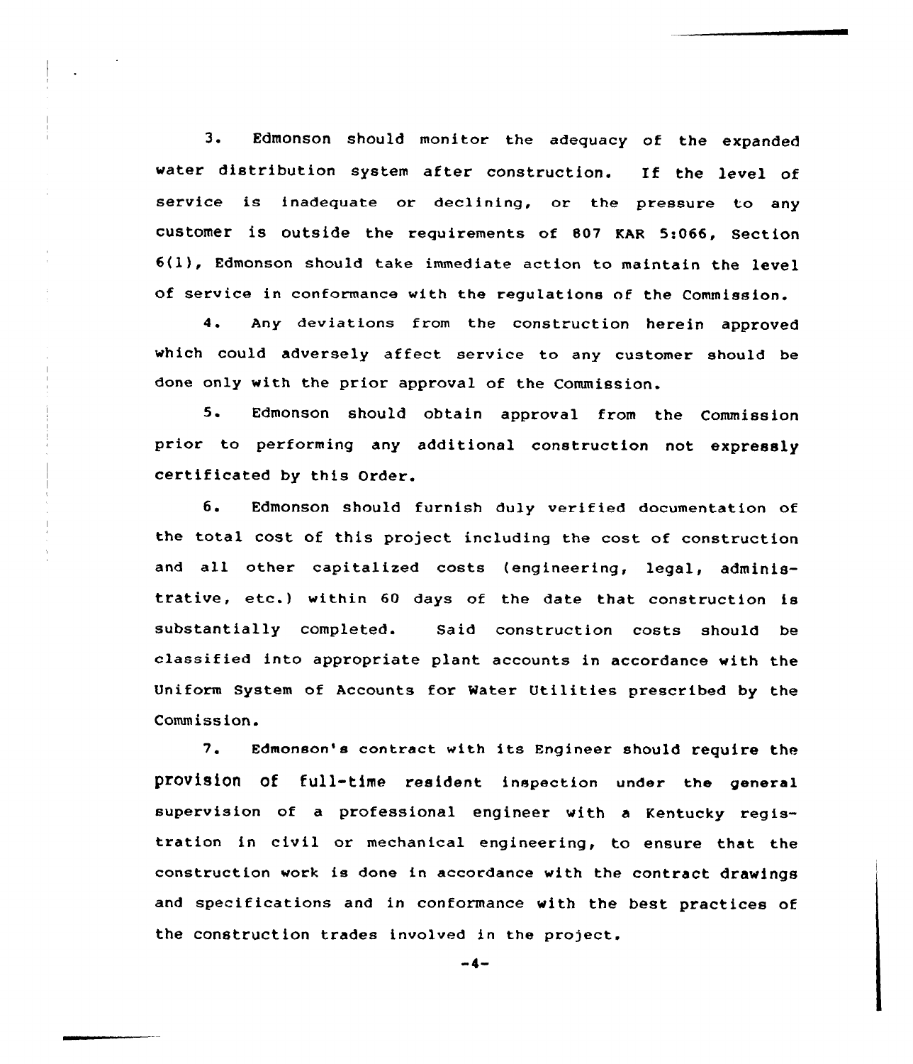3. Edmonson should monitor the adequacy of the expanded water distribution system after construction. If the level of service is inadequate or declining, or the pressure to any customer is outside the requirements of 807 KAR 5:066, Section 6(1), Edmonson should take immediate action to maintain the level of service in conformance with the regulations of the Commission.

4. Any deviations from the construction herein approved which could adversely affect service to any customer should be done only with the prior approval of the Commission.

5. Edmonson should obtain approval from the Commission prior to performing any additional construction not expressly certificated by this Order.

6. Edmonson should furnish duly verified documentation of the total cost of this project including the cost of construction and all other capitalized costs (engineering, legal, administrative, etc.) within 60 days of the date that construction is substantially completed. Said construction costs should be classified into appropriate plant accounts in accordance with the Uniform System of Accounts for Water Utilities prescribed by the Commission.

7. Edmonson's contract with its Engineer should require the provision of full-time resident inspection under the general supervision of a professional engineer with a Kentucky registration in civil or mechanical engineering, to ensure that the construction work is done in accordance with the contract drawings and specifications and in conformance with the best practices of the construction trades involved in the project.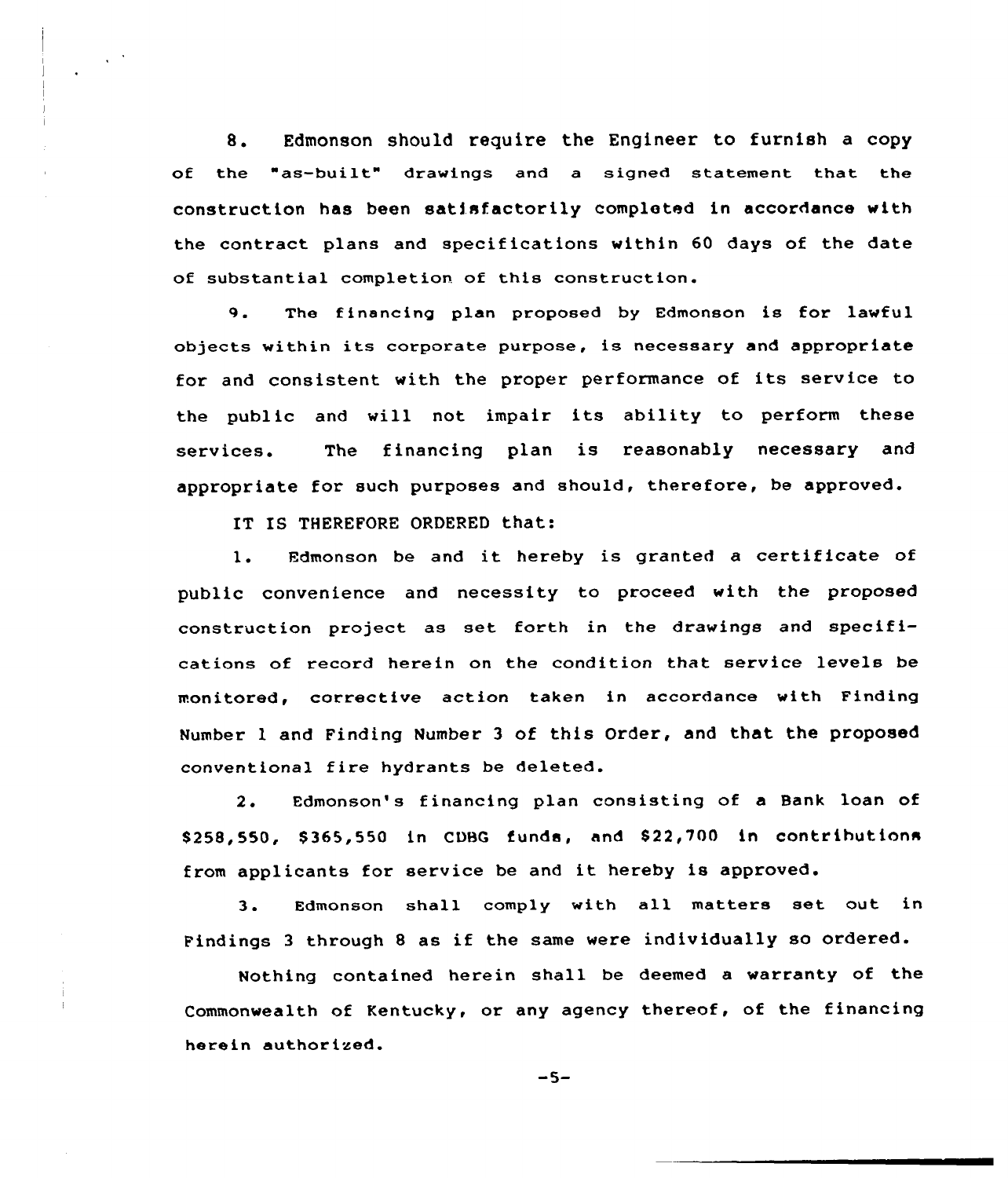8. Edmonson should require the Engineer to furnish a copy of the "as-built" drawings and a signed statement that the construction has been satisfactorily completed in accordance with the contract plans and specifications within 60 days of the date of substantial completion of this construction.

9. The financing plan proposed by Edmonson is for lawful objects within its corporate purpose, is necessary and appropriate for and consistent with the proper performance of its service to the public and will not impair its ability to perform these services. The financing plan is reasonably necessary and appropriate for such purposes and should, therefore, be approved.

IT IS THEREFORE ORDERED that:

1. Edmonson be and it hereby is granted a certificate of public convenience and necessity to proceed with the proposed construction project as set forth in the drawings and specifications of record herein on the condition that service levels be monitored, corrective action taken in accordance with Finding Number 1 and Finding Number 3 of this Order, and that the proposed conventional fire hydrants be deleted.

2. Edmonson's financing plan consisting of a Bank loan of $258,550, $365,550 in CDBG funds, and $22,700 in contributions from applicants for service be and it hereby is approved.

3. Edmonson shall comply with all matters set out in Findings 3 through 8 as if the same were individually so ordered.

Nothing contained herein shall be deemed a warranty of the Commonwealth of Kentucky, or any agency thereof, of the financing herein authorized.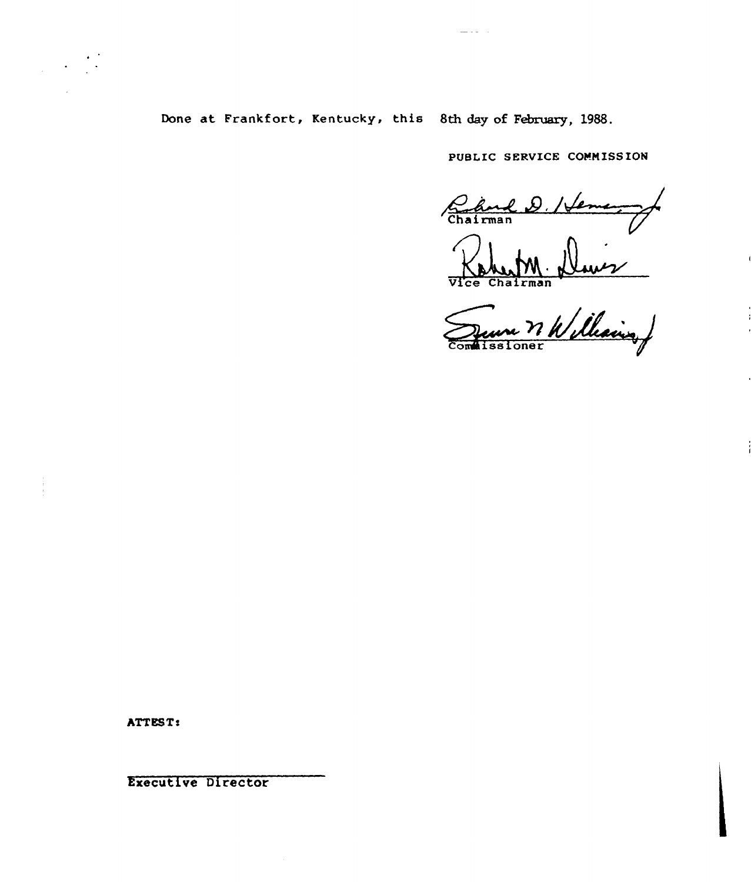Done at Frankfort, Kentucky, this 8th day of February, 1988.

PUBLIC SERVICE COMMISSION

Chairman

Vice Chairman

Commissioner

ATTEST:

Executive Director